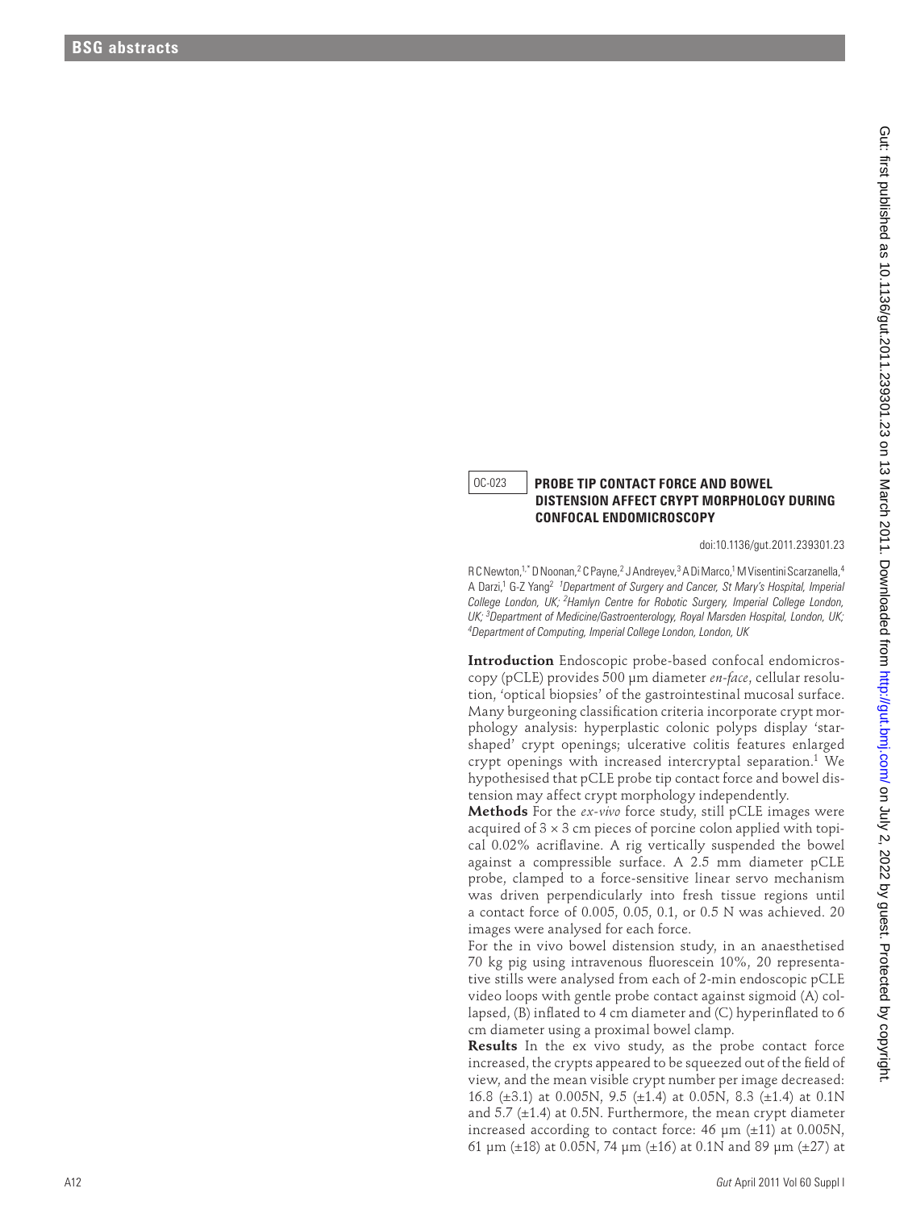OC-023

## PROBE TIP CONTACT FORCE AND BOWEL DISTENSION AFFECT CRYPT MORPHOLOGY DURING CONFOCAL ENDOMICROSCOPY

doi:10.1136/gut.2011.239301.23

R C Newton,[1,*] D Noonan,[2] C Payne,[2] J Andreyev,[3] A Di Marco,[1] M Visentini Scarzanella,[4] A Darzi,[1] G-Z Yang[2] *[1]Department of Surgery and Cancer, St Mary's Hospital, Imperial College London, UK; [2]Hamlyn Centre for Robotic Surgery, Imperial College London, UK; [3]Department of Medicine/Gastroenterology, Royal Marsden Hospital, London, UK; [4]Department of Computing, Imperial College London, London, UK*

**Introduction** Endoscopic probe-based confocal endomicroscopy (pCLE) provides 500 μm diameter *en-face*, cellular resolution, 'optical biopsies' of the gastrointestinal mucosal surface. Many burgeoning classification criteria incorporate crypt morphology analysis: hyperplastic colonic polyps display 'star-shaped' crypt openings; ulcerative colitis features enlarged crypt openings with increased intercryptal separation.[1] We hypothesised that pCLE probe tip contact force and bowel distension may affect crypt morphology independently.

**Methods** For the *ex-vivo* force study, still pCLE images were acquired of 3 × 3 cm pieces of porcine colon applied with topical 0.02% acriflavine. A rig vertically suspended the bowel against a compressible surface. A 2.5 mm diameter pCLE probe, clamped to a force-sensitive linear servo mechanism was driven perpendicularly into fresh tissue regions until a contact force of 0.005, 0.05, 0.1, or 0.5 N was achieved. 20 images were analysed for each force.

For the in vivo bowel distension study, in an anaesthetised 70 kg pig using intravenous fluorescein 10%, 20 representative stills were analysed from each of 2-min endoscopic pCLE video loops with gentle probe contact against sigmoid (A) collapsed, (B) inflated to 4 cm diameter and (C) hyperinflated to 6 cm diameter using a proximal bowel clamp.

**Results** In the ex vivo study, as the probe contact force increased, the crypts appeared to be squeezed out of the field of view, and the mean visible crypt number per image decreased: 16.8 (±3.1) at 0.005N, 9.5 (±1.4) at 0.05N, 8.3 (±1.4) at 0.1N and 5.7 (±1.4) at 0.5N. Furthermore, the mean crypt diameter increased according to contact force: 46 μm (±11) at 0.005N, 61 μm (±18) at 0.05N, 74 μm (±16) at 0.1N and 89 μm (±27) at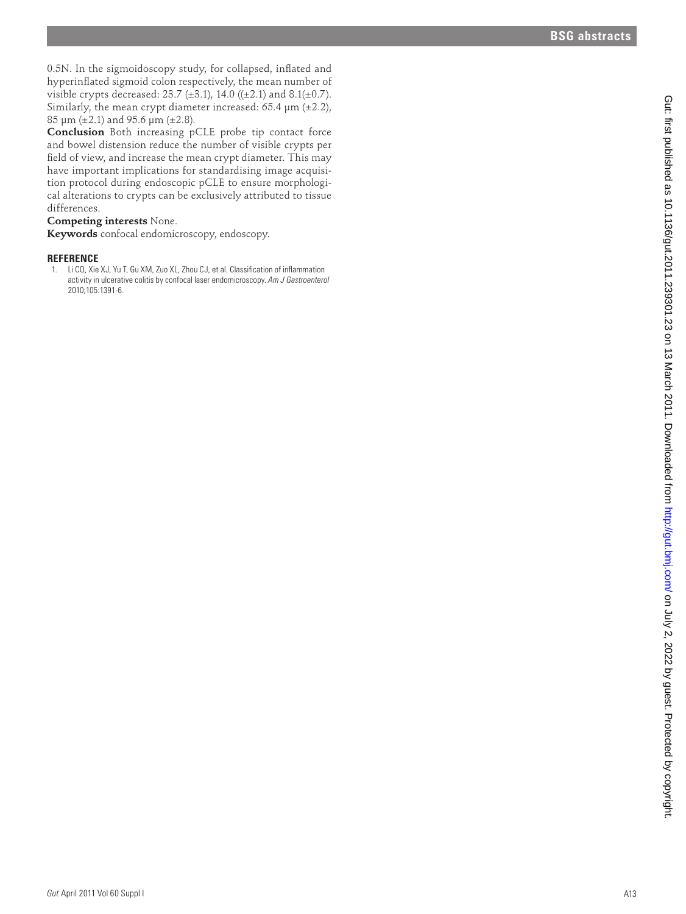0.5N. In the sigmoidoscopy study, for collapsed, inflated and hyperinflated sigmoid colon respectively, the mean number of visible crypts decreased: 23.7 (±3.1), 14.0 ((±2.1) and 8.1(±0.7). Similarly, the mean crypt diameter increased: 65.4 μm (±2.2), 85 μm (±2.1) and 95.6 μm (±2.8).

**Conclusion** Both increasing pCLE probe tip contact force and bowel distension reduce the number of visible crypts per field of view, and increase the mean crypt diameter. This may have important implications for standardising image acquisition protocol during endoscopic pCLE to ensure morphological alterations to crypts can be exclusively attributed to tissue differences.

**Competing interests** None.

**Keywords** confocal endomicroscopy, endoscopy.

## REFERENCE

1. Li CQ, Xie XJ, Yu T, Gu XM, Zuo XL, Zhou CJ, et al. Classification of inflammation activity in ulcerative colitis by confocal laser endomicroscopy. *Am J Gastroenterol* 2010;105:1391-6.